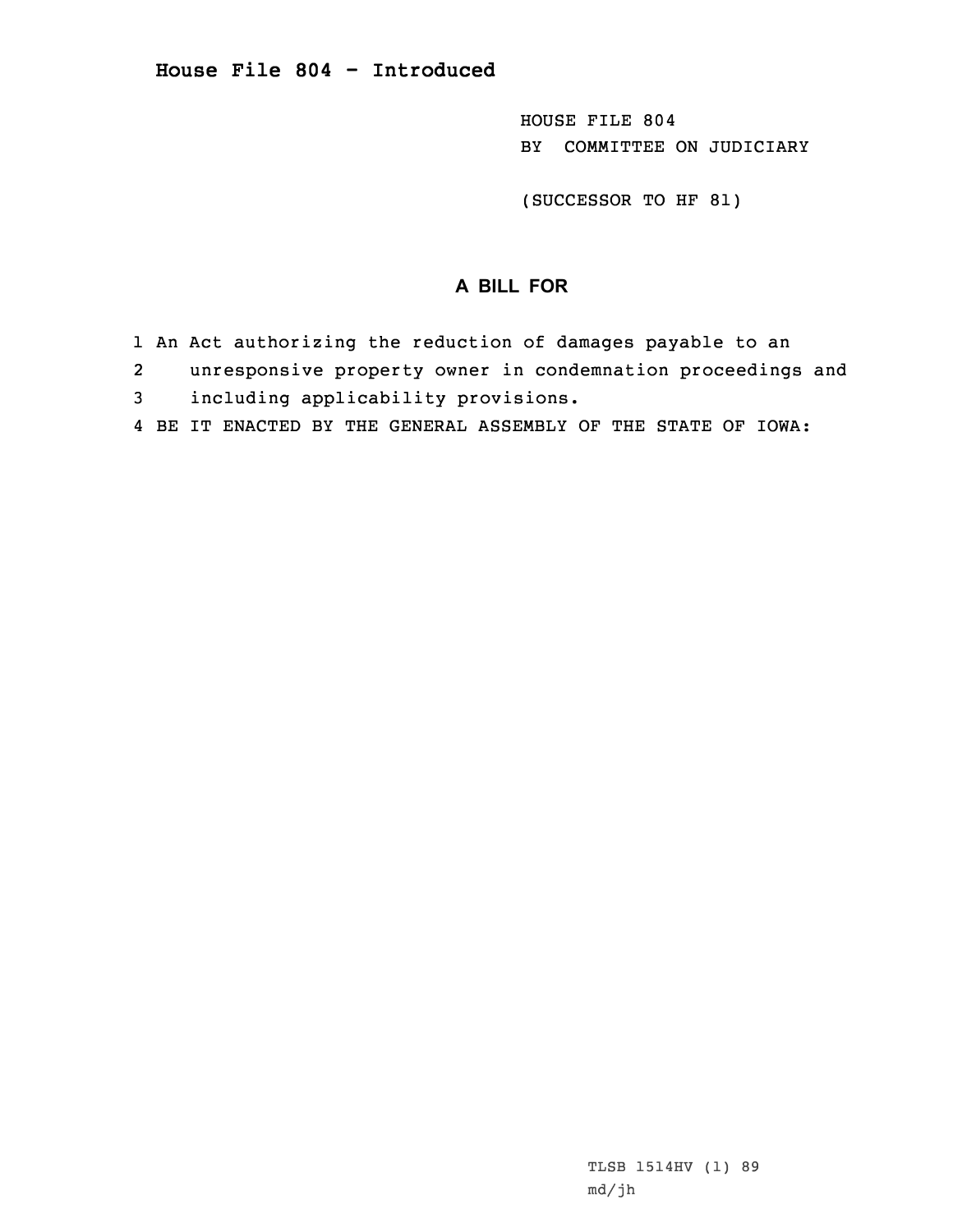# House File 804 - Introduced

HOUSE FILE 804
BY COMMITTEE ON JUDICIARY

(SUCCESSOR TO HF 81)

## A BILL FOR

1 An Act authorizing the reduction of damages payable to an
2 unresponsive property owner in condemnation proceedings and
3 including applicability provisions.
4 BE IT ENACTED BY THE GENERAL ASSEMBLY OF THE STATE OF IOWA:

TLSB 1514HV (1) 89
md/jh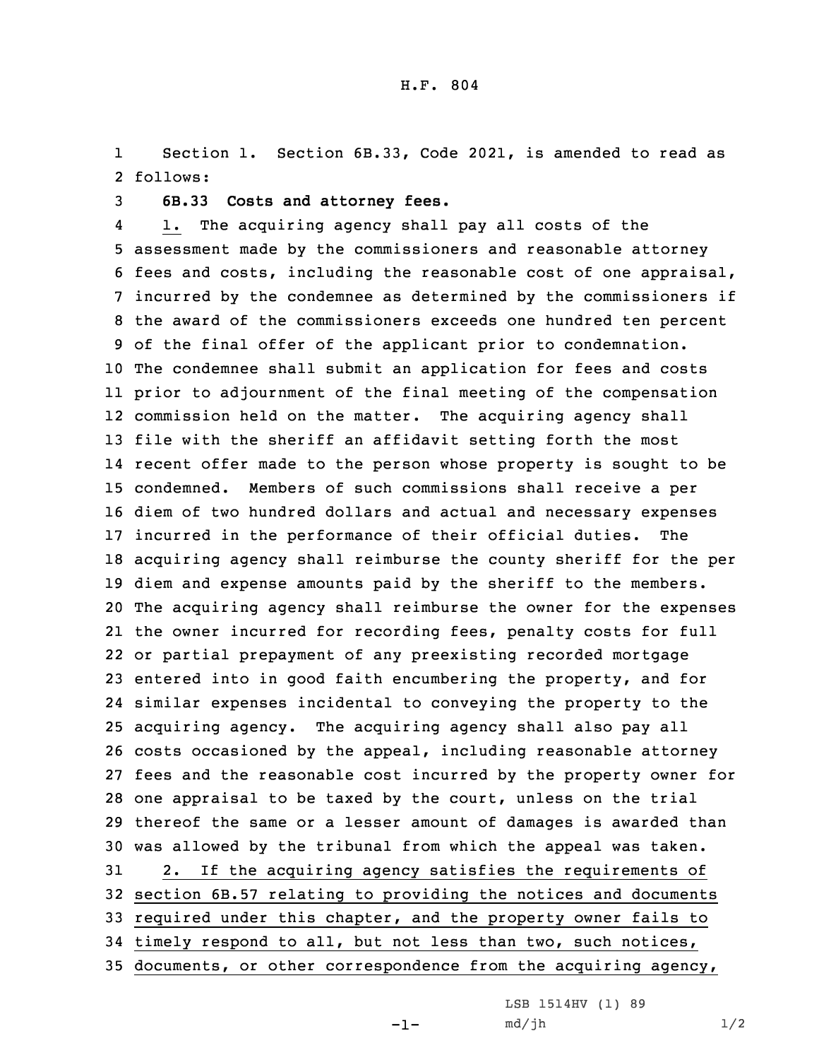H.F. 804

Section 1. Section 6B.33, Code 2021, is amended to read as follows:

**6B.33 Costs and attorney fees.**

1. The acquiring agency shall pay all costs of the assessment made by the commissioners and reasonable attorney fees and costs, including the reasonable cost of one appraisal, incurred by the condemnee as determined by the commissioners if the award of the commissioners exceeds one hundred ten percent of the final offer of the applicant prior to condemnation. The condemnee shall submit an application for fees and costs prior to adjournment of the final meeting of the compensation commission held on the matter. The acquiring agency shall file with the sheriff an affidavit setting forth the most recent offer made to the person whose property is sought to be condemned. Members of such commissions shall receive a per diem of two hundred dollars and actual and necessary expenses incurred in the performance of their official duties. The acquiring agency shall reimburse the county sheriff for the per diem and expense amounts paid by the sheriff to the members. The acquiring agency shall reimburse the owner for the expenses the owner incurred for recording fees, penalty costs for full or partial prepayment of any preexisting recorded mortgage entered into in good faith encumbering the property, and for similar expenses incidental to conveying the property to the acquiring agency. The acquiring agency shall also pay all costs occasioned by the appeal, including reasonable attorney fees and the reasonable cost incurred by the property owner for one appraisal to be taxed by the court, unless on the trial thereof the same or a lesser amount of damages is awarded than was allowed by the tribunal from which the appeal was taken.

2. If the acquiring agency satisfies the requirements of section 6B.57 relating to providing the notices and documents required under this chapter, and the property owner fails to timely respond to all, but not less than two, such notices, documents, or other correspondence from the acquiring agency,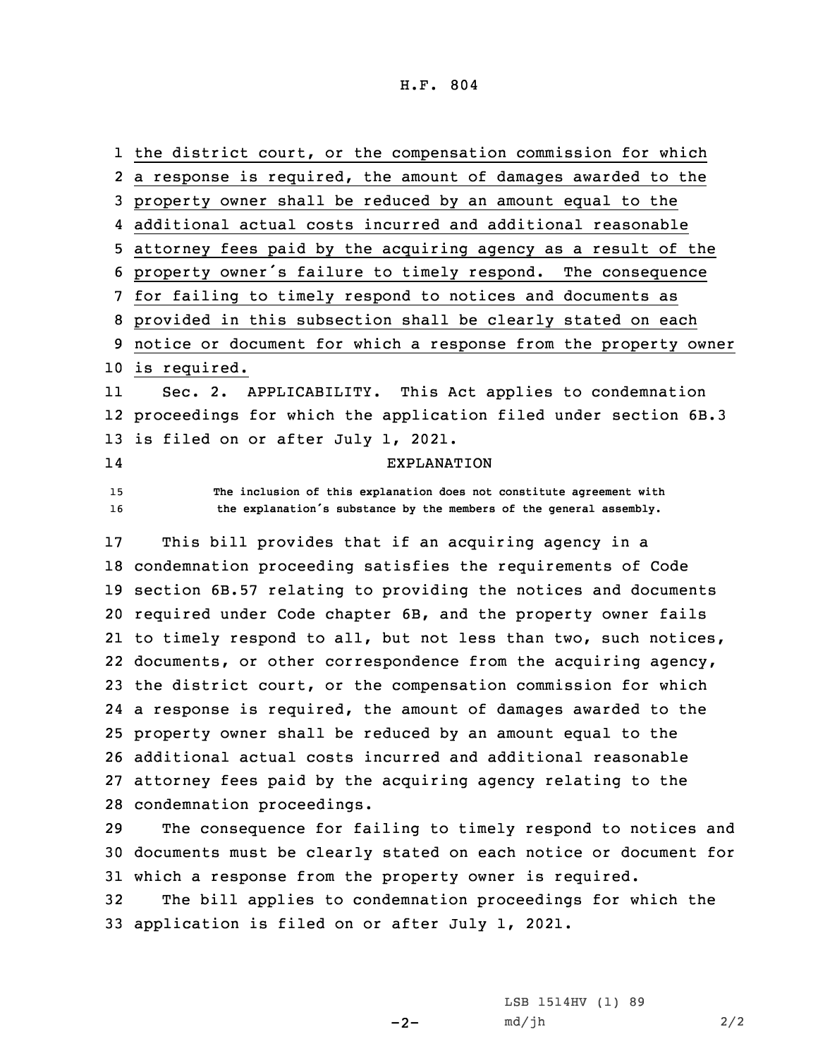the district court, or the compensation commission for which a response is required, the amount of damages awarded to the property owner shall be reduced by an amount equal to the additional actual costs incurred and additional reasonable attorney fees paid by the acquiring agency as a result of the property owner's failure to timely respond. The consequence for failing to timely respond to notices and documents as provided in this subsection shall be clearly stated on each notice or document for which a response from the property owner is required.

Sec. 2. APPLICABILITY. This Act applies to condemnation proceedings for which the application filed under section 6B.3 is filed on or after July 1, 2021.

EXPLANATION

The inclusion of this explanation does not constitute agreement with the explanation's substance by the members of the general assembly.

This bill provides that if an acquiring agency in a condemnation proceeding satisfies the requirements of Code section 6B.57 relating to providing the notices and documents required under Code chapter 6B, and the property owner fails to timely respond to all, but not less than two, such notices, documents, or other correspondence from the acquiring agency, the district court, or the compensation commission for which a response is required, the amount of damages awarded to the property owner shall be reduced by an amount equal to the additional actual costs incurred and additional reasonable attorney fees paid by the acquiring agency relating to the condemnation proceedings.

The consequence for failing to timely respond to notices and documents must be clearly stated on each notice or document for which a response from the property owner is required.

The bill applies to condemnation proceedings for which the application is filed on or after July 1, 2021.

LSB 1514HV (1) 89
md/jh